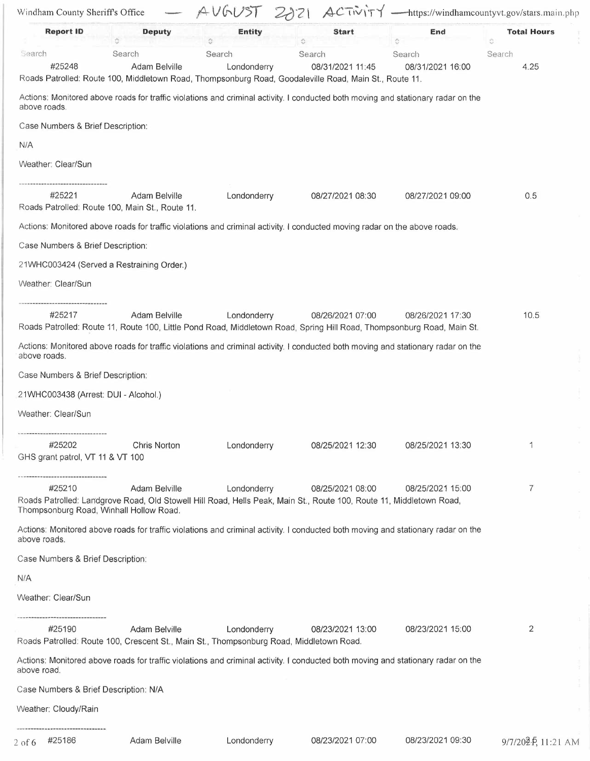Windham County Sheriff's Office — AUGUST 2021 ACTIVITY — https://windhamcountyvt.gov/stars.main.php

| Report ID | Deputy | Entity | Start | End | Total Hours |
|---|---|---|---|---|---|
| Search | Search | Search | Search | Search | Search |
| #25248 | Adam Belville | Londonderry | 08/31/2021 11:45 | 08/31/2021 16:00 | 4.25 |

Roads Patrolled: Route 100, Middletown Road, Thompsonburg Road, Goodaleville Road, Main St., Route 11.

Actions: Monitored above roads for traffic violations and criminal activity. I conducted both moving and stationary radar on the above roads.

Case Numbers & Brief Description:

N/A

Weather: Clear/Sun

---

| Report ID | Deputy | Entity | Start | End | Total Hours |
|---|---|---|---|---|---|
| #25221 | Adam Belville | Londonderry | 08/27/2021 08:30 | 08/27/2021 09:00 | 0.5 |

Roads Patrolled: Route 100, Main St., Route 11.

Actions: Monitored above roads for traffic violations and criminal activity. I conducted moving radar on the above roads.

Case Numbers & Brief Description:

21WHC003424 (Served a Restraining Order.)

Weather: Clear/Sun

---

| Report ID | Deputy | Entity | Start | End | Total Hours |
|---|---|---|---|---|---|
| #25217 | Adam Belville | Londonderry | 08/26/2021 07:00 | 08/26/2021 17:30 | 10.5 |

Roads Patrolled: Route 11, Route 100, Little Pond Road, Middletown Road, Spring Hill Road, Thompsonburg Road, Main St.

Actions: Monitored above roads for traffic violations and criminal activity. I conducted both moving and stationary radar on the above roads.

Case Numbers & Brief Description:

21WHC003438 (Arrest: DUI - Alcohol.)

Weather: Clear/Sun

---

| Report ID | Deputy | Entity | Start | End | Total Hours |
|---|---|---|---|---|---|
| #25202 | Chris Norton | Londonderry | 08/25/2021 12:30 | 08/25/2021 13:30 | 1 |

GHS grant patrol, VT 11 & VT 100

---

| Report ID | Deputy | Entity | Start | End | Total Hours |
|---|---|---|---|---|---|
| #25210 | Adam Belville | Londonderry | 08/25/2021 08:00 | 08/25/2021 15:00 | 7 |

Roads Patrolled: Landgrove Road, Old Stowell Hill Road, Hells Peak, Main St., Route 100, Route 11, Middletown Road, Thompsonburg Road, Winhall Hollow Road.

Actions: Monitored above roads for traffic violations and criminal activity. I conducted both moving and stationary radar on the above roads.

Case Numbers & Brief Description:

N/A

Weather: Clear/Sun

---

| Report ID | Deputy | Entity | Start | End | Total Hours |
|---|---|---|---|---|---|
| #25190 | Adam Belville | Londonderry | 08/23/2021 13:00 | 08/23/2021 15:00 | 2 |

Roads Patrolled: Route 100, Crescent St., Main St., Thompsonburg Road, Middletown Road.

Actions: Monitored above roads for traffic violations and criminal activity. I conducted both moving and stationary radar on the above road.

Case Numbers & Brief Description: N/A

Weather: Cloudy/Rain

---

| Report ID | Deputy | Entity | Start | End | Total Hours |
|---|---|---|---|---|---|
| #25186 | Adam Belville | Londonderry | 08/23/2021 07:00 | 08/23/2021 09:30 | |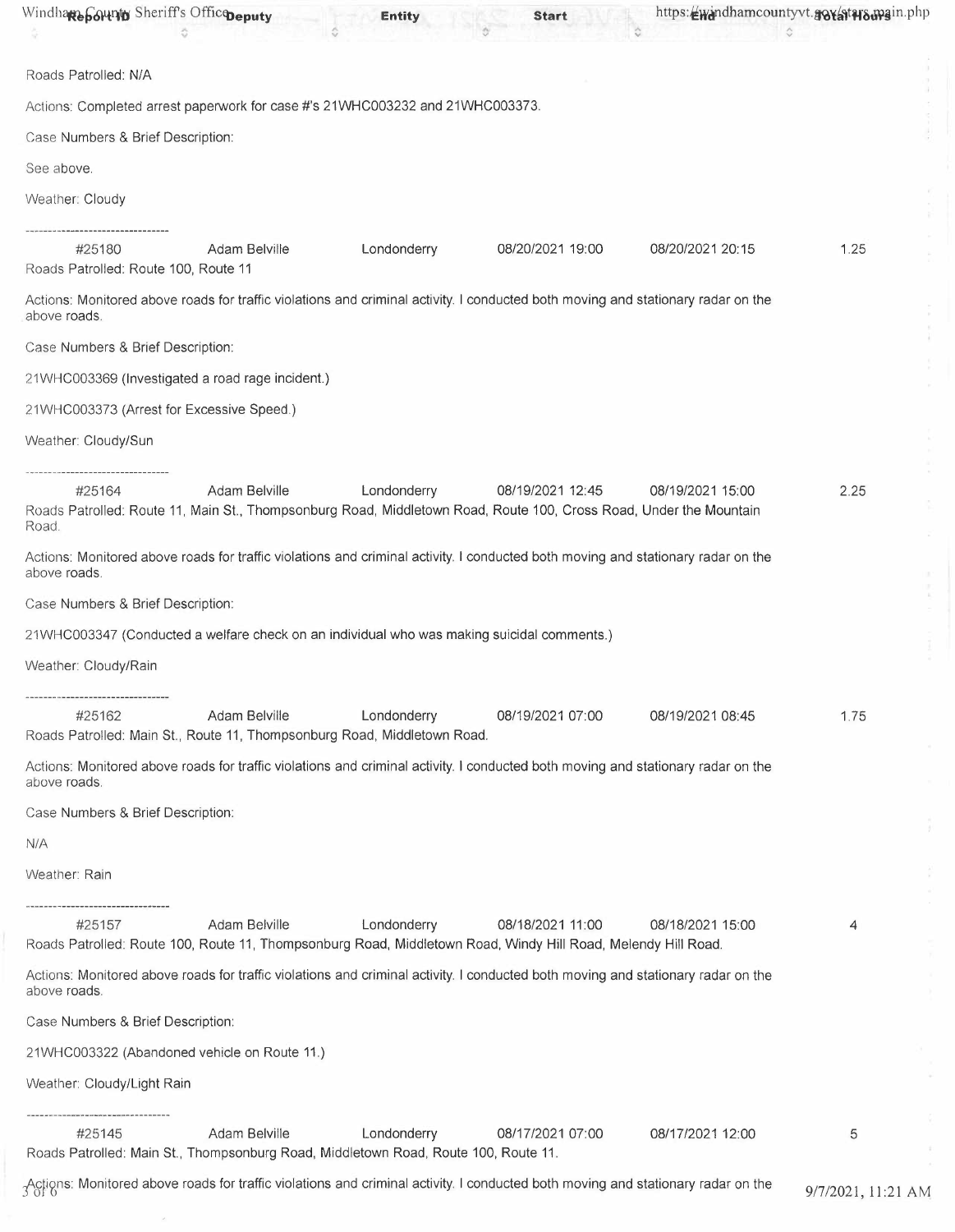Roads Patrolled: N/A

Actions: Completed arrest paperwork for case #'s 21WHC003232 and 21WHC003373.

Case Numbers & Brief Description:

See above.

Weather: Cloudy

---

| Report ID | Deputy | Entity | Start | End | Total Hours |
|---|---|---|---|---|---|
| #25180 | Adam Belville | Londonderry | 08/20/2021 19:00 | 08/20/2021 20:15 | 1.25 |

Roads Patrolled: Route 100, Route 11

Actions: Monitored above roads for traffic violations and criminal activity. I conducted both moving and stationary radar on the above roads.

Case Numbers & Brief Description:

21WHC003369 (Investigated a road rage incident.)

21WHC003373 (Arrest for Excessive Speed.)

Weather: Cloudy/Sun

---

| Report ID | Deputy | Entity | Start | End | Total Hours |
|---|---|---|---|---|---|
| #25164 | Adam Belville | Londonderry | 08/19/2021 12:45 | 08/19/2021 15:00 | 2.25 |

Roads Patrolled: Route 11, Main St., Thompsonburg Road, Middletown Road, Route 100, Cross Road, Under the Mountain Road.

Actions: Monitored above roads for traffic violations and criminal activity. I conducted both moving and stationary radar on the above roads.

Case Numbers & Brief Description:

21WHC003347 (Conducted a welfare check on an individual who was making suicidal comments.)

Weather: Cloudy/Rain

---

| Report ID | Deputy | Entity | Start | End | Total Hours |
|---|---|---|---|---|---|
| #25162 | Adam Belville | Londonderry | 08/19/2021 07:00 | 08/19/2021 08:45 | 1.75 |

Roads Patrolled: Main St., Route 11, Thompsonburg Road, Middletown Road.

Actions: Monitored above roads for traffic violations and criminal activity. I conducted both moving and stationary radar on the above roads.

Case Numbers & Brief Description:

N/A

Weather: Rain

---

| Report ID | Deputy | Entity | Start | End | Total Hours |
|---|---|---|---|---|---|
| #25157 | Adam Belville | Londonderry | 08/18/2021 11:00 | 08/18/2021 15:00 | 4 |

Roads Patrolled: Route 100, Route 11, Thompsonburg Road, Middletown Road, Windy Hill Road, Melendy Hill Road.

Actions: Monitored above roads for traffic violations and criminal activity. I conducted both moving and stationary radar on the above roads.

Case Numbers & Brief Description:

21WHC003322 (Abandoned vehicle on Route 11.)

Weather: Cloudy/Light Rain

---

| Report ID | Deputy | Entity | Start | End | Total Hours |
|---|---|---|---|---|---|
| #25145 | Adam Belville | Londonderry | 08/17/2021 07:00 | 08/17/2021 12:00 | 5 |

Roads Patrolled: Main St., Thompsonburg Road, Middletown Road, Route 100, Route 11.

Actions: Monitored above roads for traffic violations and criminal activity. I conducted both moving and stationary radar on the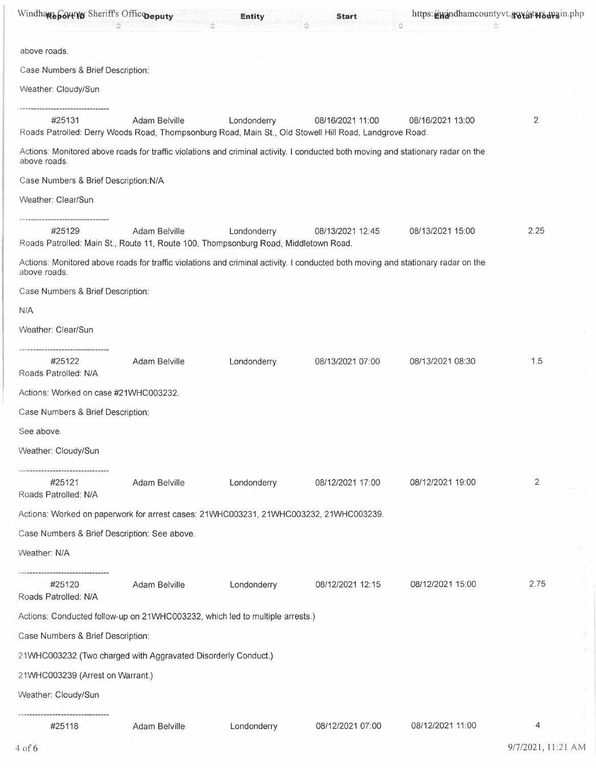above roads.

Case Numbers & Brief Description:

Weather: Cloudy/Sun

--------------------------------

| Report ID | Deputy | Entity | Start | End | Total Hours |
|---|---|---|---|---|---|
| #25131 | Adam Belville | Londonderry | 08/16/2021 11:00 | 08/16/2021 13:00 | 2 |

Roads Patrolled: Derry Woods Road, Thompsonburg Road, Main St., Old Stowell Hill Road, Landgrove Road.

Actions: Monitored above roads for traffic violations and criminal activity. I conducted both moving and stationary radar on the above roads.

Case Numbers & Brief Description:N/A

Weather: Clear/Sun

--------------------------------

| Report ID | Deputy | Entity | Start | End | Total Hours |
|---|---|---|---|---|---|
| #25129 | Adam Belville | Londonderry | 08/13/2021 12:45 | 08/13/2021 15:00 | 2.25 |

Roads Patrolled: Main St., Route 11, Route 100, Thompsonburg Road, Middletown Road.

Actions: Monitored above roads for traffic violations and criminal activity. I conducted both moving and stationary radar on the above roads.

Case Numbers & Brief Description:

N/A

Weather: Clear/Sun

--------------------------------

| Report ID | Deputy | Entity | Start | End | Total Hours |
|---|---|---|---|---|---|
| #25122 | Adam Belville | Londonderry | 08/13/2021 07:00 | 08/13/2021 08:30 | 1.5 |

Roads Patrolled: N/A

Actions: Worked on case #21WHC003232.

Case Numbers & Brief Description:

See above.

Weather: Cloudy/Sun

--------------------------------

| Report ID | Deputy | Entity | Start | End | Total Hours |
|---|---|---|---|---|---|
| #25121 | Adam Belville | Londonderry | 08/12/2021 17:00 | 08/12/2021 19:00 | 2 |

Roads Patrolled: N/A

Actions: Worked on paperwork for arrest cases: 21WHC003231, 21WHC003232, 21WHC003239.

Case Numbers & Brief Description: See above.

Weather: N/A

--------------------------------

| Report ID | Deputy | Entity | Start | End | Total Hours |
|---|---|---|---|---|---|
| #25120 | Adam Belville | Londonderry | 08/12/2021 12:15 | 08/12/2021 15:00 | 2.75 |

Roads Patrolled: N/A

Actions: Conducted follow-up on 21WHC003232, which led to multiple arrests.)

Case Numbers & Brief Description:

21WHC003232 (Two charged with Aggravated Disorderly Conduct.)

21WHC003239 (Arrest on Warrant.)

Weather: Cloudy/Sun

--------------------------------

| Report ID | Deputy | Entity | Start | End | Total Hours |
|---|---|---|---|---|---|
| #25118 | Adam Belville | Londonderry | 08/12/2021 07:00 | 08/12/2021 11:00 | 4 |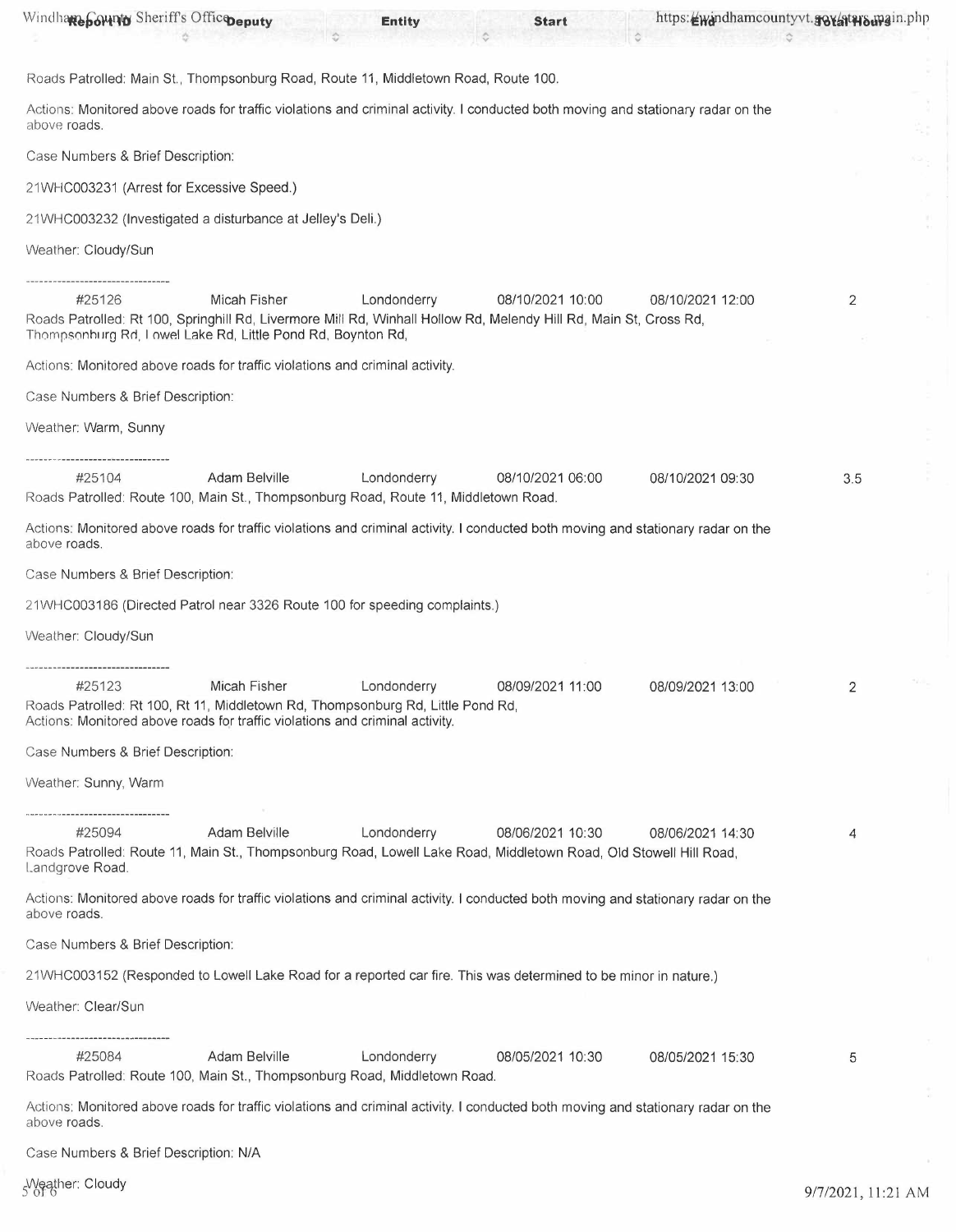Roads Patrolled: Main St., Thompsonburg Road, Route 11, Middletown Road, Route 100.

Actions: Monitored above roads for traffic violations and criminal activity. I conducted both moving and stationary radar on the above roads.

Case Numbers & Brief Description:

21WHC003231 (Arrest for Excessive Speed.)

21WHC003232 (Investigated a disturbance at Jelley's Deli.)

Weather: Cloudy/Sun

--------------------------------

| Report ID | Deputy | Entity | Start | End | Total Hours |
|---|---|---|---|---|---|
| #25126 | Micah Fisher | Londonderry | 08/10/2021 10:00 | 08/10/2021 12:00 | 2 |

Roads Patrolled: Rt 100, Springhill Rd, Livermore Mill Rd, Winhall Hollow Rd, Melendy Hill Rd, Main St, Cross Rd, Thompsonburg Rd, Lowel Lake Rd, Little Pond Rd, Boynton Rd,

Actions: Monitored above roads for traffic violations and criminal activity.

Case Numbers & Brief Description:

Weather: Warm, Sunny

--------------------------------

| Report ID | Deputy | Entity | Start | End | Total Hours |
|---|---|---|---|---|---|
| #25104 | Adam Belville | Londonderry | 08/10/2021 06:00 | 08/10/2021 09:30 | 3.5 |

Roads Patrolled: Route 100, Main St., Thompsonburg Road, Route 11, Middletown Road.

Actions: Monitored above roads for traffic violations and criminal activity. I conducted both moving and stationary radar on the above roads.

Case Numbers & Brief Description:

21WHC003186 (Directed Patrol near 3326 Route 100 for speeding complaints.)

Weather: Cloudy/Sun

--------------------------------

| Report ID | Deputy | Entity | Start | End | Total Hours |
|---|---|---|---|---|---|
| #25123 | Micah Fisher | Londonderry | 08/09/2021 11:00 | 08/09/2021 13:00 | 2 |

Roads Patrolled: Rt 100, Rt 11, Middletown Rd, Thompsonburg Rd, Little Pond Rd,
Actions: Monitored above roads for traffic violations and criminal activity.

Case Numbers & Brief Description:

Weather: Sunny, Warm

--------------------------------

| Report ID | Deputy | Entity | Start | End | Total Hours |
|---|---|---|---|---|---|
| #25094 | Adam Belville | Londonderry | 08/06/2021 10:30 | 08/06/2021 14:30 | 4 |

Roads Patrolled: Route 11, Main St., Thompsonburg Road, Lowell Lake Road, Middletown Road, Old Stowell Hill Road, Landgrove Road.

Actions: Monitored above roads for traffic violations and criminal activity. I conducted both moving and stationary radar on the above roads.

Case Numbers & Brief Description:

21WHC003152 (Responded to Lowell Lake Road for a reported car fire. This was determined to be minor in nature.)

Weather: Clear/Sun

--------------------------------

| Report ID | Deputy | Entity | Start | End | Total Hours |
|---|---|---|---|---|---|
| #25084 | Adam Belville | Londonderry | 08/05/2021 10:30 | 08/05/2021 15:30 | 5 |

Roads Patrolled: Route 100, Main St., Thompsonburg Road, Middletown Road.

Actions: Monitored above roads for traffic violations and criminal activity. I conducted both moving and stationary radar on the above roads.

Case Numbers & Brief Description: N/A

Weather: Cloudy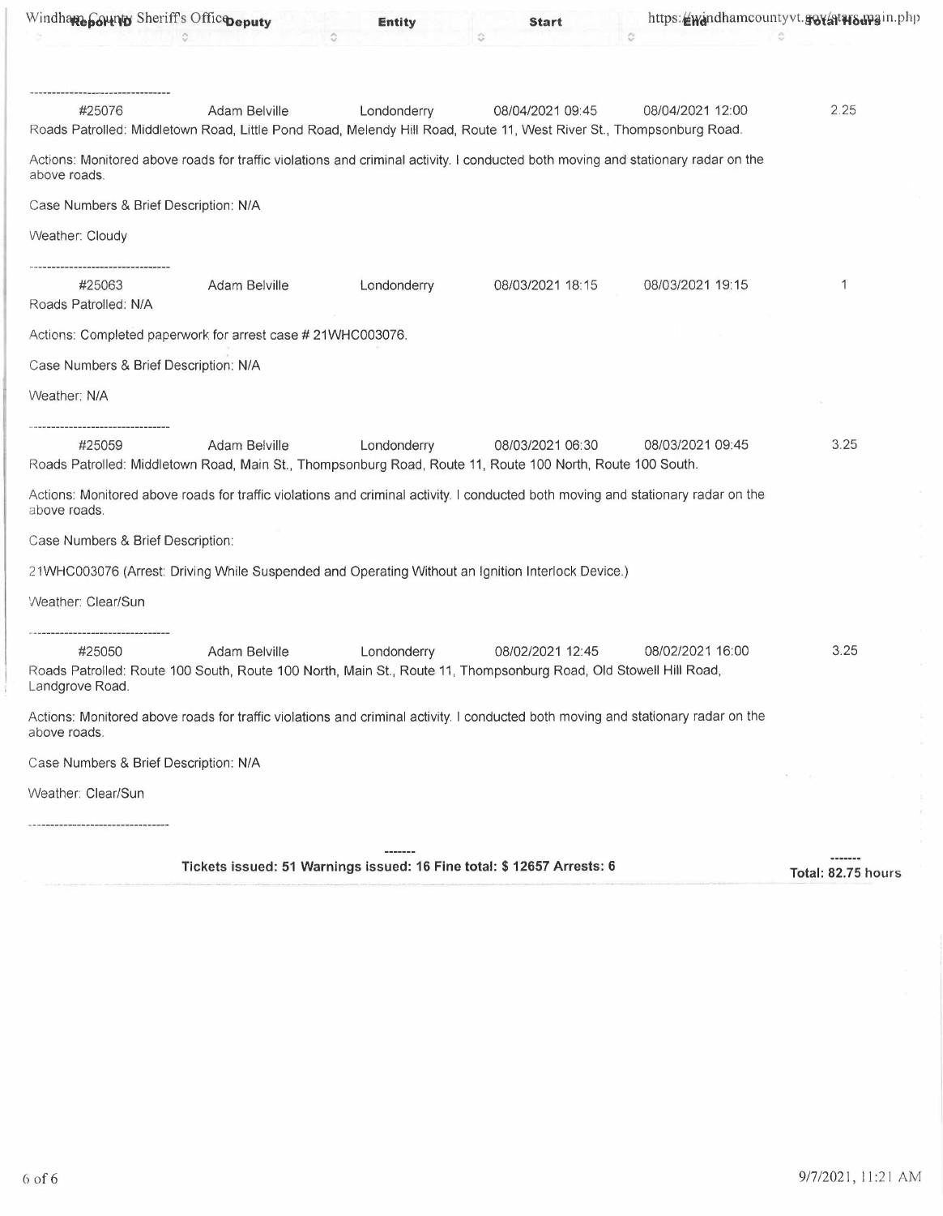| Report ID | Deputy | Entity | Start | End | Total Hours |
|---|---|---|---|---|---|

---

| #25076 | Adam Belville | Londonderry | 08/04/2021 09:45 | 08/04/2021 12:00 | 2.25 |
|---|---|---|---|---|---|

Roads Patrolled: Middletown Road, Little Pond Road, Melendy Hill Road, Route 11, West River St., Thompsonburg Road.

Actions: Monitored above roads for traffic violations and criminal activity. I conducted both moving and stationary radar on the above roads.

Case Numbers & Brief Description: N/A

Weather: Cloudy

---

| #25063 | Adam Belville | Londonderry | 08/03/2021 18:15 | 08/03/2021 19:15 | 1 |
|---|---|---|---|---|---|

Roads Patrolled: N/A

Actions: Completed paperwork for arrest case # 21WHC003076.

Case Numbers & Brief Description: N/A

Weather: N/A

---

| #25059 | Adam Belville | Londonderry | 08/03/2021 06:30 | 08/03/2021 09:45 | 3.25 |
|---|---|---|---|---|---|

Roads Patrolled: Middletown Road, Main St., Thompsonburg Road, Route 11, Route 100 North, Route 100 South.

Actions: Monitored above roads for traffic violations and criminal activity. I conducted both moving and stationary radar on the above roads.

Case Numbers & Brief Description:

21WHC003076 (Arrest: Driving While Suspended and Operating Without an Ignition Interlock Device.)

Weather: Clear/Sun

---

| #25050 | Adam Belville | Londonderry | 08/02/2021 12:45 | 08/02/2021 16:00 | 3.25 |
|---|---|---|---|---|---|

Roads Patrolled: Route 100 South, Route 100 North, Main St., Route 11, Thompsonburg Road, Old Stowell Hill Road, Landgrove Road.

Actions: Monitored above roads for traffic violations and criminal activity. I conducted both moving and stationary radar on the above roads.

Case Numbers & Brief Description: N/A

Weather: Clear/Sun

---

**Tickets issued: 51 Warnings issued: 16 Fine total: $ 12657 Arrests: 6**

**Total: 82.75 hours**